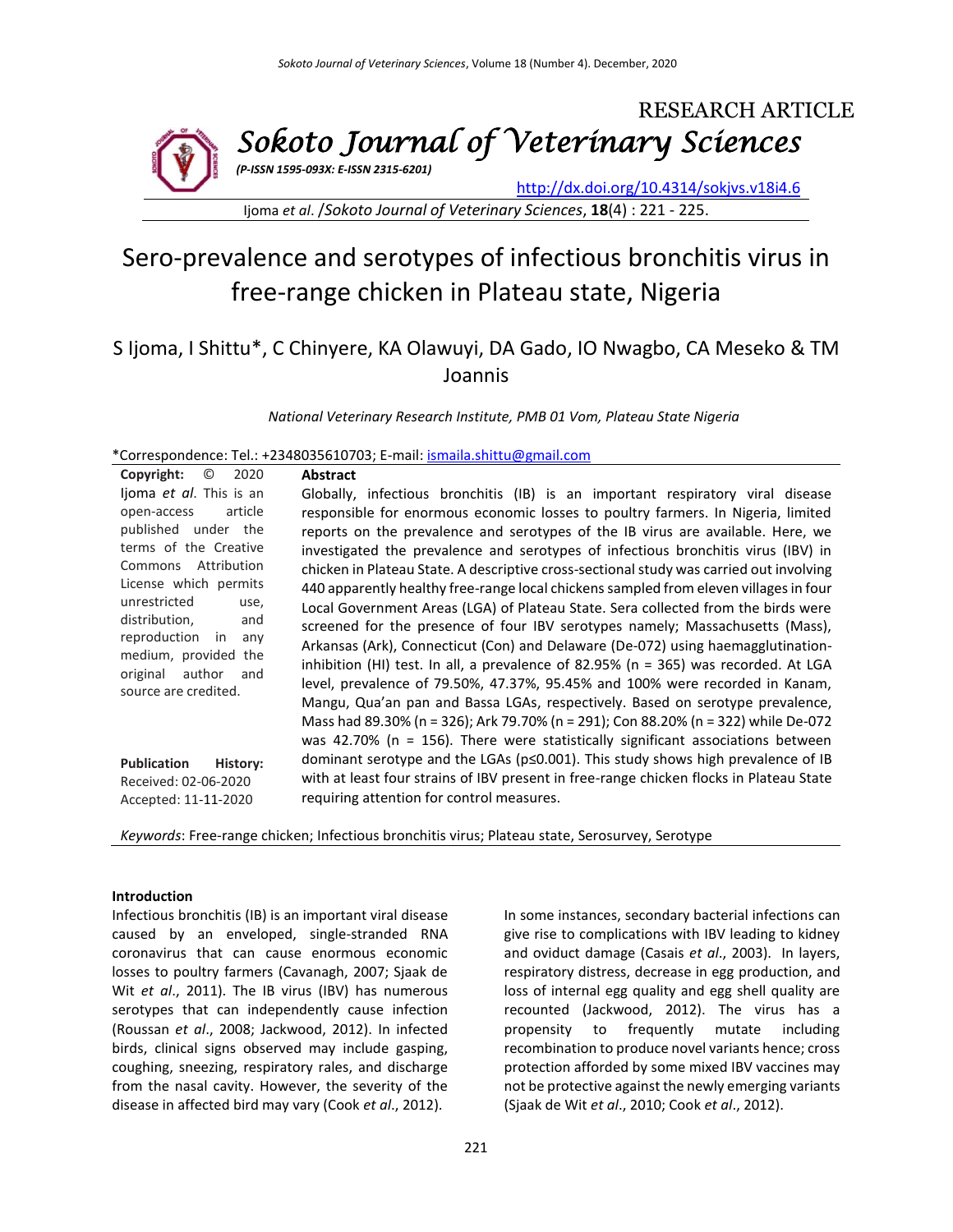RESEARCH ARTICLE

# Sokoto Journal of Veterinary Sciences

*(P-ISSN 1595-093X: E-ISSN 2315-6201)*

http://dx.doi.org/10.4314/sokjvs.v18i4.6

# Sero-prevalence and serotypes of infectious bronchitis virus in free-range chicken in Plateau state, Nigeria

S Ijoma, I Shittu*, C Chinyere, KA Olawuyi, DA Gado, IO Nwagbo, CA Meseko & TM Joannis

*National Veterinary Research Institute, PMB 01 Vom, Plateau State Nigeria*

*Correspondence: Tel.: +2348035610703; E-mail: ismaila.shittu@gmail.com

**Copyright:** © 2020 Ijoma *et al*. This is an open-access article published under the terms of the Creative Commons Attribution License which permits unrestricted use, distribution, and reproduction in any medium, provided the original author and source are credited.

**Publication History:**
Received: 02-06-2020
Accepted: 11-11-2020

## Abstract

Globally, infectious bronchitis (IB) is an important respiratory viral disease responsible for enormous economic losses to poultry farmers. In Nigeria, limited reports on the prevalence and serotypes of the IB virus are available. Here, we investigated the prevalence and serotypes of infectious bronchitis virus (IBV) in chicken in Plateau State. A descriptive cross-sectional study was carried out involving 440 apparently healthy free-range local chickens sampled from eleven villages in four Local Government Areas (LGA) of Plateau State. Sera collected from the birds were screened for the presence of four IBV serotypes namely; Massachusetts (Mass), Arkansas (Ark), Connecticut (Con) and Delaware (De-072) using haemagglutination-inhibition (HI) test. In all, a prevalence of 82.95% (n = 365) was recorded. At LGA level, prevalence of 79.50%, 47.37%, 95.45% and 100% were recorded in Kanam, Mangu, Qua'an pan and Bassa LGAs, respectively. Based on serotype prevalence, Mass had 89.30% (n = 326); Ark 79.70% (n = 291); Con 88.20% (n = 322) while De-072 was 42.70% (n = 156). There were statistically significant associations between dominant serotype and the LGAs (p≤0.001). This study shows high prevalence of IB with at least four strains of IBV present in free-range chicken flocks in Plateau State requiring attention for control measures.

*Keywords*: Free-range chicken; Infectious bronchitis virus; Plateau state, Serosurvey, Serotype

### Introduction

Infectious bronchitis (IB) is an important viral disease caused by an enveloped, single-stranded RNA coronavirus that can cause enormous economic losses to poultry farmers (Cavanagh, 2007; Sjaak de Wit *et al*., 2011). The IB virus (IBV) has numerous serotypes that can independently cause infection (Roussan *et al*., 2008; Jackwood, 2012). In infected birds, clinical signs observed may include gasping, coughing, sneezing, respiratory rales, and discharge from the nasal cavity. However, the severity of the disease in affected bird may vary (Cook *et al*., 2012).

In some instances, secondary bacterial infections can give rise to complications with IBV leading to kidney and oviduct damage (Casais *et al*., 2003). In layers, respiratory distress, decrease in egg production, and loss of internal egg quality and egg shell quality are recounted (Jackwood, 2012). The virus has a propensity to frequently mutate including recombination to produce novel variants hence; cross protection afforded by some mixed IBV vaccines may not be protective against the newly emerging variants (Sjaak de Wit *et al*., 2010; Cook *et al*., 2012).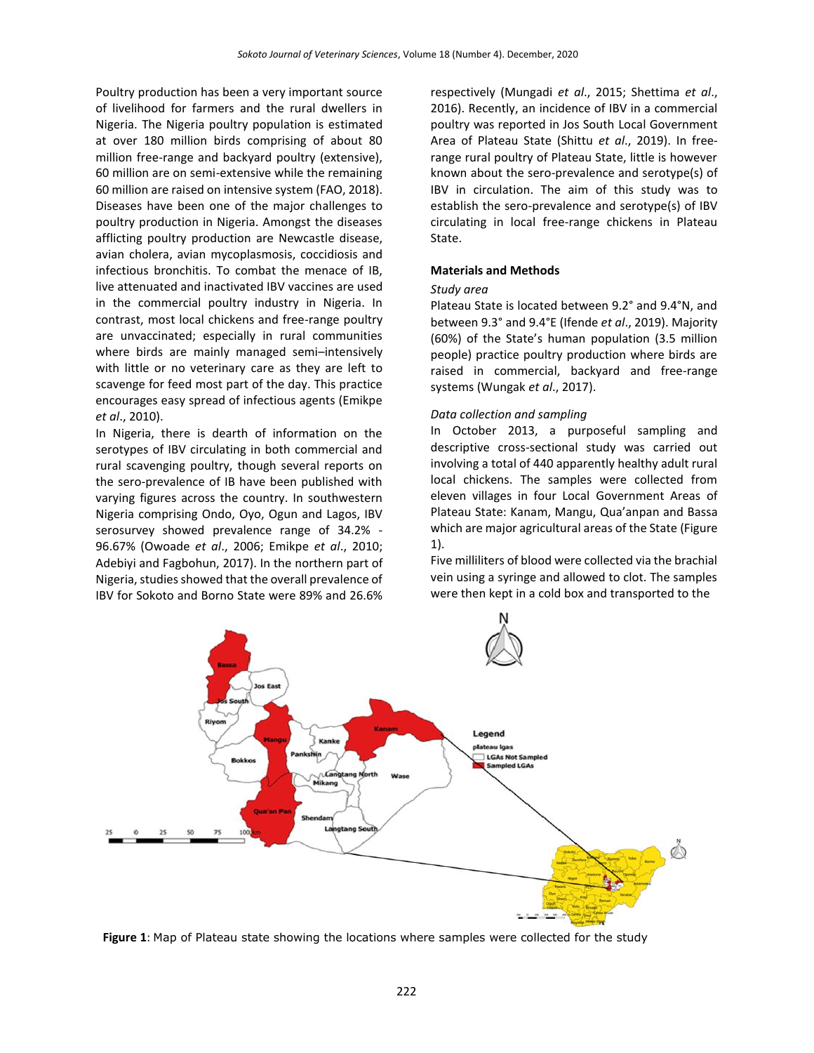Poultry production has been a very important source of livelihood for farmers and the rural dwellers in Nigeria. The Nigeria poultry population is estimated at over 180 million birds comprising of about 80 million free-range and backyard poultry (extensive), 60 million are on semi-extensive while the remaining 60 million are raised on intensive system (FAO, 2018). Diseases have been one of the major challenges to poultry production in Nigeria. Amongst the diseases afflicting poultry production are Newcastle disease, avian cholera, avian mycoplasmosis, coccidiosis and infectious bronchitis. To combat the menace of IB, live attenuated and inactivated IBV vaccines are used in the commercial poultry industry in Nigeria. In contrast, most local chickens and free-range poultry are unvaccinated; especially in rural communities where birds are mainly managed semi–intensively with little or no veterinary care as they are left to scavenge for feed most part of the day. This practice encourages easy spread of infectious agents (Emikpe *et al*., 2010).

In Nigeria, there is dearth of information on the serotypes of IBV circulating in both commercial and rural scavenging poultry, though several reports on the sero-prevalence of IB have been published with varying figures across the country. In southwestern Nigeria comprising Ondo, Oyo, Ogun and Lagos, IBV serosurvey showed prevalence range of 34.2% - 96.67% (Owoade *et al*., 2006; Emikpe *et al*., 2010; Adebiyi and Fagbohun, 2017). In the northern part of Nigeria, studies showed that the overall prevalence of IBV for Sokoto and Borno State were 89% and 26.6% respectively (Mungadi *et al*., 2015; Shettima *et al*., 2016). Recently, an incidence of IBV in a commercial poultry was reported in Jos South Local Government Area of Plateau State (Shittu *et al*., 2019). In free-range rural poultry of Plateau State, little is however known about the sero-prevalence and serotype(s) of IBV in circulation. The aim of this study was to establish the sero-prevalence and serotype(s) of IBV circulating in local free-range chickens in Plateau State.

## Materials and Methods

### *Study area*

Plateau State is located between 9.2° and 9.4°N, and between 9.3° and 9.4°E (Ifende *et al*., 2019). Majority (60%) of the State's human population (3.5 million people) practice poultry production where birds are raised in commercial, backyard and free-range systems (Wungak *et al*., 2017).

### *Data collection and sampling*

In October 2013, a purposeful sampling and descriptive cross-sectional study was carried out involving a total of 440 apparently healthy adult rural local chickens. The samples were collected from eleven villages in four Local Government Areas of Plateau State: Kanam, Mangu, Qua'anpan and Bassa which are major agricultural areas of the State (Figure 1).

Five milliliters of blood were collected via the brachial vein using a syringe and allowed to clot. The samples were then kept in a cold box and transported to the

**Figure 1**: Map of Plateau state showing the locations where samples were collected for the study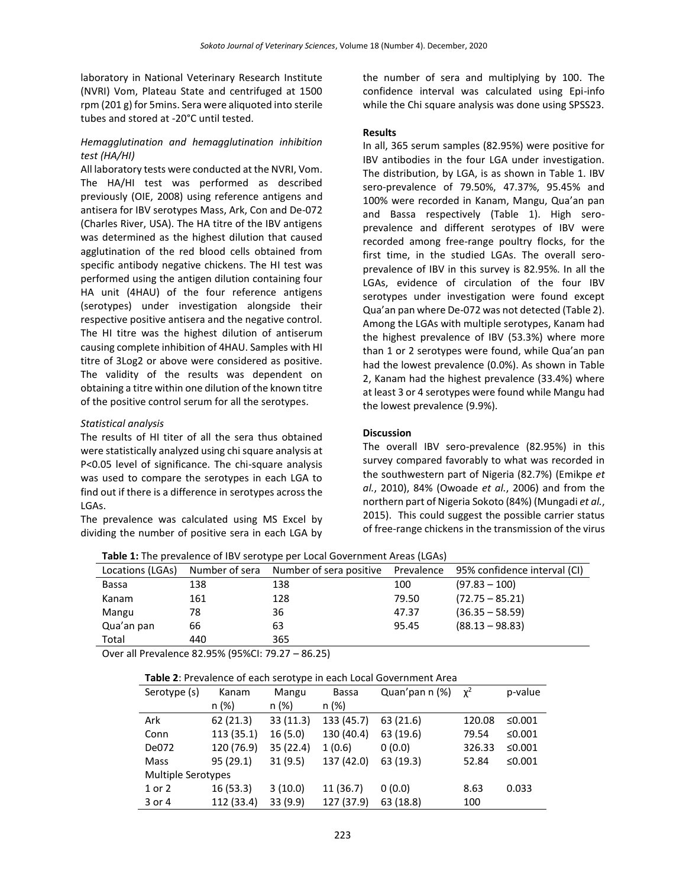laboratory in National Veterinary Research Institute (NVRI) Vom, Plateau State and centrifuged at 1500 rpm (201 g) for 5mins. Sera were aliquoted into sterile tubes and stored at -20°C until tested.

*Hemagglutination and hemagglutination inhibition test (HA/HI)*

All laboratory tests were conducted at the NVRI, Vom. The HA/HI test was performed as described previously (OIE, 2008) using reference antigens and antisera for IBV serotypes Mass, Ark, Con and De-072 (Charles River, USA). The HA titre of the IBV antigens was determined as the highest dilution that caused agglutination of the red blood cells obtained from specific antibody negative chickens. The HI test was performed using the antigen dilution containing four HA unit (4HAU) of the four reference antigens (serotypes) under investigation alongside their respective positive antisera and the negative control. The HI titre was the highest dilution of antiserum causing complete inhibition of 4HAU. Samples with HI titre of 3Log2 or above were considered as positive. The validity of the results was dependent on obtaining a titre within one dilution of the known titre of the positive control serum for all the serotypes.

*Statistical analysis*

The results of HI titer of all the sera thus obtained were statistically analyzed using chi square analysis at P<0.05 level of significance. The chi-square analysis was used to compare the serotypes in each LGA to find out if there is a difference in serotypes across the LGAs.

The prevalence was calculated using MS Excel by dividing the number of positive sera in each LGA by the number of sera and multiplying by 100. The confidence interval was calculated using Epi-info while the Chi square analysis was done using SPSS23.

**Results**

In all, 365 serum samples (82.95%) were positive for IBV antibodies in the four LGA under investigation. The distribution, by LGA, is as shown in Table 1. IBV sero-prevalence of 79.50%, 47.37%, 95.45% and 100% were recorded in Kanam, Mangu, Qua'an pan and Bassa respectively (Table 1). High sero-prevalence and different serotypes of IBV were recorded among free-range poultry flocks, for the first time, in the studied LGAs. The overall sero-prevalence of IBV in this survey is 82.95%. In all the LGAs, evidence of circulation of the four IBV serotypes under investigation were found except Qua'an pan where De-072 was not detected (Table 2). Among the LGAs with multiple serotypes, Kanam had the highest prevalence of IBV (53.3%) where more than 1 or 2 serotypes were found, while Qua'an pan had the lowest prevalence (0.0%). As shown in Table 2, Kanam had the highest prevalence (33.4%) where at least 3 or 4 serotypes were found while Mangu had the lowest prevalence (9.9%).

**Discussion**

The overall IBV sero-prevalence (82.95%) in this survey compared favorably to what was recorded in the southwestern part of Nigeria (82.7%) (Emikpe *et al.*, 2010), 84% (Owoade *et al.*, 2006) and from the northern part of Nigeria Sokoto (84%) (Mungadi *et al.*, 2015). This could suggest the possible carrier status of free-range chickens in the transmission of the virus

**Table 1:** The prevalence of IBV serotype per Local Government Areas (LGAs)

| Locations (LGAs) | Number of sera | Number of sera positive | Prevalence | 95% confidence interval (CI) |
|---|---|---|---|---|
| Bassa | 138 | 138 | 100 | (97.83 – 100) |
| Kanam | 161 | 128 | 79.50 | (72.75 – 85.21) |
| Mangu | 78 | 36 | 47.37 | (36.35 – 58.59) |
| Qua'an pan | 66 | 63 | 95.45 | (88.13 – 98.83) |
| Total | 440 | 365 | | |

Over all Prevalence 82.95% (95%CI: 79.27 – 86.25)

**Table 2**: Prevalence of each serotype in each Local Government Area

| Serotype (s) | Kanam n (%) | Mangu n (%) | Bassa n (%) | Quan'pan n (%) | $\chi^2$ | p-value |
|---|---|---|---|---|---|---|
| Ark | 62 (21.3) | 33 (11.3) | 133 (45.7) | 63 (21.6) | 120.08 | ≤0.001 |
| Conn | 113 (35.1) | 16 (5.0) | 130 (40.4) | 63 (19.6) | 79.54 | ≤0.001 |
| De072 | 120 (76.9) | 35 (22.4) | 1 (0.6) | 0 (0.0) | 326.33 | ≤0.001 |
| Mass | 95 (29.1) | 31 (9.5) | 137 (42.0) | 63 (19.3) | 52.84 | ≤0.001 |
| Multiple Serotypes | | | | | | |
| 1 or 2 | 16 (53.3) | 3 (10.0) | 11 (36.7) | 0 (0.0) | 8.63 | 0.033 |
| 3 or 4 | 112 (33.4) | 33 (9.9) | 127 (37.9) | 63 (18.8) | 100 | |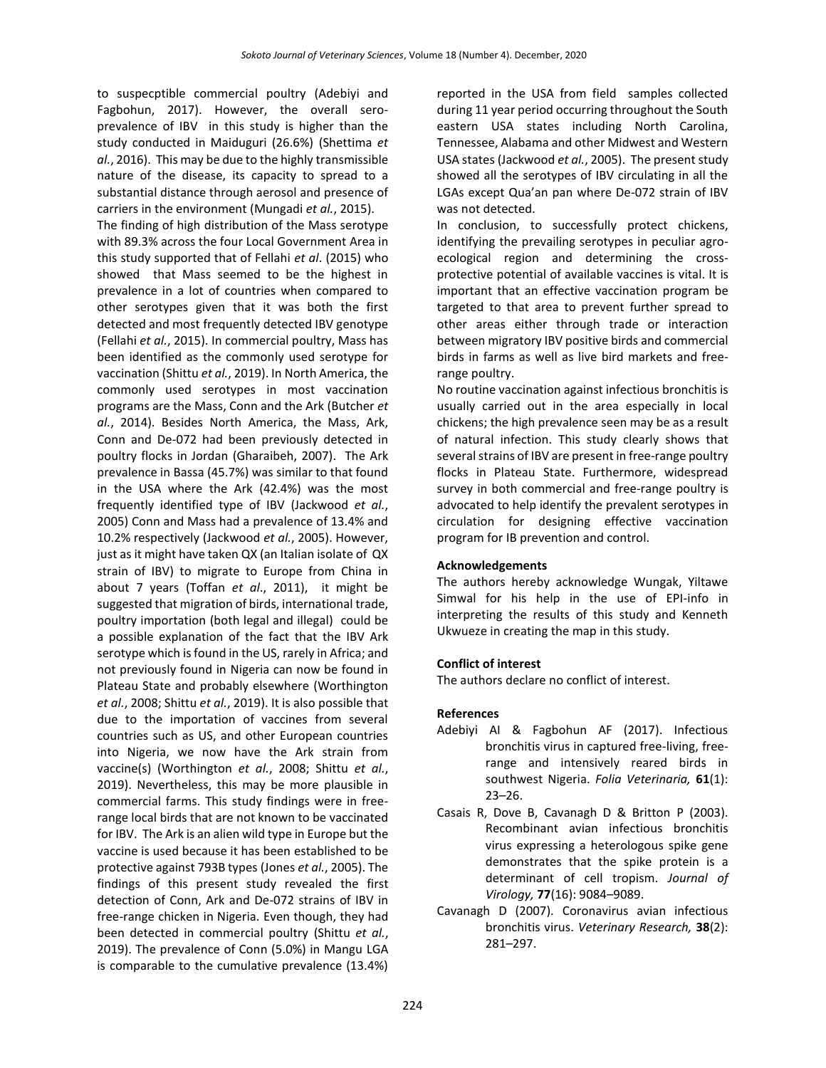to suspecptible commercial poultry (Adebiyi and Fagbohun, 2017). However, the overall sero-prevalence of IBV in this study is higher than the study conducted in Maiduguri (26.6%) (Shettima *et al.*, 2016). This may be due to the highly transmissible nature of the disease, its capacity to spread to a substantial distance through aerosol and presence of carriers in the environment (Mungadi *et al.*, 2015).

The finding of high distribution of the Mass serotype with 89.3% across the four Local Government Area in this study supported that of Fellahi *et al*. (2015) who showed that Mass seemed to be the highest in prevalence in a lot of countries when compared to other serotypes given that it was both the first detected and most frequently detected IBV genotype (Fellahi *et al.*, 2015). In commercial poultry, Mass has been identified as the commonly used serotype for vaccination (Shittu *et al.,* 2019). In North America, the commonly used serotypes in most vaccination programs are the Mass, Conn and the Ark (Butcher *et al.*, 2014). Besides North America, the Mass, Ark, Conn and De-072 had been previously detected in poultry flocks in Jordan (Gharaibeh, 2007). The Ark prevalence in Bassa (45.7%) was similar to that found in the USA where the Ark (42.4%) was the most frequently identified type of IBV (Jackwood *et al.*, 2005) Conn and Mass had a prevalence of 13.4% and 10.2% respectively (Jackwood *et al.*, 2005). However, just as it might have taken QX (an Italian isolate of QX strain of IBV) to migrate to Europe from China in about 7 years (Toffan *et al*., 2011), it might be suggested that migration of birds, international trade, poultry importation (both legal and illegal) could be a possible explanation of the fact that the IBV Ark serotype which is found in the US, rarely in Africa; and not previously found in Nigeria can now be found in Plateau State and probably elsewhere (Worthington *et al.*, 2008; Shittu *et al.*, 2019). It is also possible that due to the importation of vaccines from several countries such as US, and other European countries into Nigeria, we now have the Ark strain from vaccine(s) (Worthington *et al.*, 2008; Shittu *et al.*, 2019). Nevertheless, this may be more plausible in commercial farms. This study findings were in free-range local birds that are not known to be vaccinated for IBV. The Ark is an alien wild type in Europe but the vaccine is used because it has been established to be protective against 793B types (Jones *et al.*, 2005). The findings of this present study revealed the first detection of Conn, Ark and De-072 strains of IBV in free-range chicken in Nigeria. Even though, they had been detected in commercial poultry (Shittu *et al.*, 2019). The prevalence of Conn (5.0%) in Mangu LGA is comparable to the cumulative prevalence (13.4%) reported in the USA from field samples collected during 11 year period occurring throughout the South eastern USA states including North Carolina, Tennessee, Alabama and other Midwest and Western USA states (Jackwood *et al.*, 2005). The present study showed all the serotypes of IBV circulating in all the LGAs except Qua'an pan where De-072 strain of IBV was not detected.

In conclusion, to successfully protect chickens, identifying the prevailing serotypes in peculiar agro-ecological region and determining the cross-protective potential of available vaccines is vital. It is important that an effective vaccination program be targeted to that area to prevent further spread to other areas either through trade or interaction between migratory IBV positive birds and commercial birds in farms as well as live bird markets and free-range poultry.

No routine vaccination against infectious bronchitis is usually carried out in the area especially in local chickens; the high prevalence seen may be as a result of natural infection. This study clearly shows that several strains of IBV are present in free-range poultry flocks in Plateau State. Furthermore, widespread survey in both commercial and free-range poultry is advocated to help identify the prevalent serotypes in circulation for designing effective vaccination program for IB prevention and control.

## Acknowledgements

The authors hereby acknowledge Wungak, Yiltawe Simwal for his help in the use of EPI-info in interpreting the results of this study and Kenneth Ukwueze in creating the map in this study.

## Conflict of interest

The authors declare no conflict of interest.

## References

Adebiyi AI & Fagbohun AF (2017). Infectious bronchitis virus in captured free-living, free-range and intensively reared birds in southwest Nigeria. *Folia Veterinaria,* **61**(1): 23–26.

Casais R, Dove B, Cavanagh D & Britton P (2003). Recombinant avian infectious bronchitis virus expressing a heterologous spike gene demonstrates that the spike protein is a determinant of cell tropism. *Journal of Virology,* **77**(16): 9084–9089.

Cavanagh D (2007). Coronavirus avian infectious bronchitis virus. *Veterinary Research,* **38**(2): 281–297.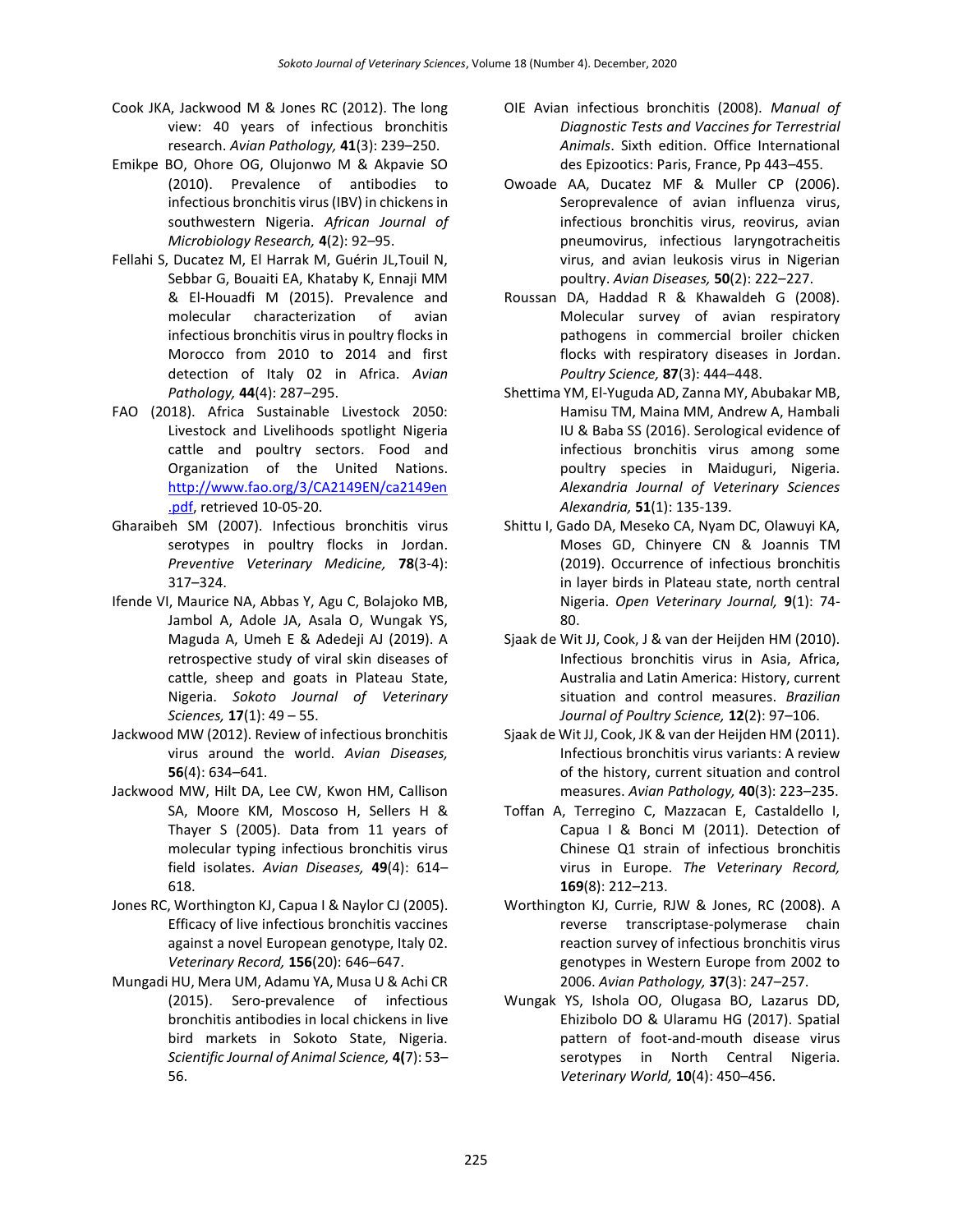Cook JKA, Jackwood M & Jones RC (2012). The long view: 40 years of infectious bronchitis research. *Avian Pathology,* **41**(3): 239–250.

Emikpe BO, Ohore OG, Olujonwo M & Akpavie SO (2010). Prevalence of antibodies to infectious bronchitis virus (IBV) in chickens in southwestern Nigeria. *African Journal of Microbiology Research,* **4**(2): 92–95.

Fellahi S, Ducatez M, El Harrak M, Guérin JL,Touil N, Sebbar G, Bouaiti EA, Khataby K, Ennaji MM & El-Houadfi M (2015). Prevalence and molecular characterization of avian infectious bronchitis virus in poultry flocks in Morocco from 2010 to 2014 and first detection of Italy 02 in Africa. *Avian Pathology,* **44**(4): 287–295.

FAO (2018). Africa Sustainable Livestock 2050: Livestock and Livelihoods spotlight Nigeria cattle and poultry sectors. Food and Organization of the United Nations. http://www.fao.org/3/CA2149EN/ca2149en.pdf, retrieved 10-05-20.

Gharaibeh SM (2007). Infectious bronchitis virus serotypes in poultry flocks in Jordan. *Preventive Veterinary Medicine,* **78**(3-4): 317–324.

Ifende VI, Maurice NA, Abbas Y, Agu C, Bolajoko MB, Jambol A, Adole JA, Asala O, Wungak YS, Maguda A, Umeh E & Adedeji AJ (2019). A retrospective study of viral skin diseases of cattle, sheep and goats in Plateau State, Nigeria. *Sokoto Journal of Veterinary Sciences,* **17**(1): 49 – 55.

Jackwood MW (2012). Review of infectious bronchitis virus around the world. *Avian Diseases,* **56**(4): 634–641.

Jackwood MW, Hilt DA, Lee CW, Kwon HM, Callison SA, Moore KM, Moscoso H, Sellers H & Thayer S (2005). Data from 11 years of molecular typing infectious bronchitis virus field isolates. *Avian Diseases,* **49**(4): 614–618.

Jones RC, Worthington KJ, Capua I & Naylor CJ (2005). Efficacy of live infectious bronchitis vaccines against a novel European genotype, Italy 02. *Veterinary Record,* **156**(20): 646–647.

Mungadi HU, Mera UM, Adamu YA, Musa U & Achi CR (2015). Sero-prevalence of infectious bronchitis antibodies in local chickens in live bird markets in Sokoto State, Nigeria. *Scientific Journal of Animal Science,* **4(**7): 53–56.

OIE Avian infectious bronchitis (2008). *Manual of Diagnostic Tests and Vaccines for Terrestrial Animals*. Sixth edition. Office International des Epizooties: Paris, France, Pp 443–455.

Owoade AA, Ducatez MF & Muller CP (2006). Seroprevalence of avian influenza virus, infectious bronchitis virus, reovirus, avian pneumovirus, infectious laryngotracheitis virus, and avian leukosis virus in Nigerian poultry. *Avian Diseases,* **50**(2): 222–227.

Roussan DA, Haddad R & Khawaldeh G (2008). Molecular survey of avian respiratory pathogens in commercial broiler chicken flocks with respiratory diseases in Jordan. *Poultry Science,* **87**(3): 444–448.

Shettima YM, El-Yuguda AD, Zanna MY, Abubakar MB, Hamisu TM, Maina MM, Andrew A, Hambali IU & Baba SS (2016). Serological evidence of infectious bronchitis virus among some poultry species in Maiduguri, Nigeria. *Alexandria Journal of Veterinary Sciences Alexandria,* **51**(1): 135-139.

Shittu I, Gado DA, Meseko CA, Nyam DC, Olawuyi KA, Moses GD, Chinyere CN & Joannis TM (2019). Occurrence of infectious bronchitis in layer birds in Plateau state, north central Nigeria. *Open Veterinary Journal,* **9**(1): 74-80.

Sjaak de Wit JJ, Cook, J & van der Heijden HM (2010). Infectious bronchitis virus in Asia, Africa, Australia and Latin America: History, current situation and control measures. *Brazilian Journal of Poultry Science,* **12**(2): 97–106.

Sjaak de Wit JJ, Cook, JK & van der Heijden HM (2011). Infectious bronchitis virus variants: A review of the history, current situation and control measures. *Avian Pathology,* **40**(3): 223–235.

Toffan A, Terregino C, Mazzacan E, Castaldello I, Capua I & Bonci M (2011). Detection of Chinese Q1 strain of infectious bronchitis virus in Europe. *The Veterinary Record,* **169**(8): 212–213.

Worthington KJ, Currie, RJW & Jones, RC (2008). A reverse transcriptase-polymerase chain reaction survey of infectious bronchitis virus genotypes in Western Europe from 2002 to 2006. *Avian Pathology,* **37**(3): 247–257.

Wungak YS, Ishola OO, Olugasa BO, Lazarus DD, Ehizibolo DO & Ularamu HG (2017). Spatial pattern of foot-and-mouth disease virus serotypes in North Central Nigeria. *Veterinary World,* **10**(4): 450–456.